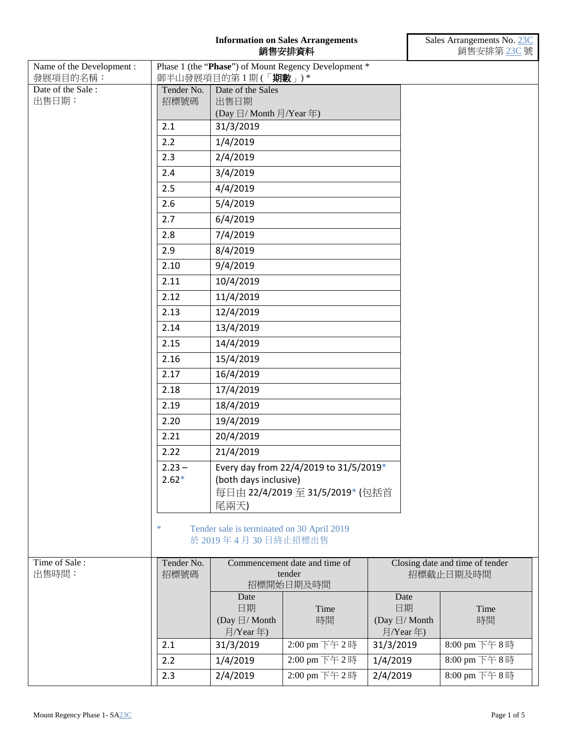**Information on Sales Arrangements**
**銷售安排資料**

Sales Arrangements No. 23C
銷售安排第 23C 號

| Name of the Development :<br>發展項目的名稱： | Phase 1 (the "**Phase**") of Mount Regency Development *<br>御半山發展項目的第 1 期 (「**期數**」) * |
|---|---|

Date of the Sale :
出售日期：

| Tender No.<br>招標號碼 | Date of the Sales<br>出售日期<br>(Day 日/ Month 月/Year 年) |
|---|---|
| 2.1 | 31/3/2019 |
| 2.2 | 1/4/2019 |
| 2.3 | 2/4/2019 |
| 2.4 | 3/4/2019 |
| 2.5 | 4/4/2019 |
| 2.6 | 5/4/2019 |
| 2.7 | 6/4/2019 |
| 2.8 | 7/4/2019 |
| 2.9 | 8/4/2019 |
| 2.10 | 9/4/2019 |
| 2.11 | 10/4/2019 |
| 2.12 | 11/4/2019 |
| 2.13 | 12/4/2019 |
| 2.14 | 13/4/2019 |
| 2.15 | 14/4/2019 |
| 2.16 | 15/4/2019 |
| 2.17 | 16/4/2019 |
| 2.18 | 17/4/2019 |
| 2.19 | 18/4/2019 |
| 2.20 | 19/4/2019 |
| 2.21 | 20/4/2019 |
| 2.22 | 21/4/2019 |
| 2.23 – 2.62* | Every day from 22/4/2019 to 31/5/2019* (both days inclusive)<br>每日由 22/4/2019 至 31/5/2019* (包括首尾兩天) |

\* Tender sale is terminated on 30 April 2019
於 2019 年 4 月 30 日終止招標出售

Time of Sale :
出售時間：

| Tender No.<br>招標號碼 | Commencement date and time of tender<br>招標開始日期及時間 | | Closing date and time of tender<br>招標截止日期及時間 | |
|---|---|---|---|---|
| | Date<br>日期<br>(Day 日/ Month 月/Year 年) | Time<br>時間 | Date<br>日期<br>(Day 日/ Month 月/Year 年) | Time<br>時間 |
| 2.1 | 31/3/2019 | 2:00 pm 下午 2 時 | 31/3/2019 | 8:00 pm 下午 8 時 |
| 2.2 | 1/4/2019 | 2:00 pm 下午 2 時 | 1/4/2019 | 8:00 pm 下午 8 時 |
| 2.3 | 2/4/2019 | 2:00 pm 下午 2 時 | 2/4/2019 | 8:00 pm 下午 8 時 |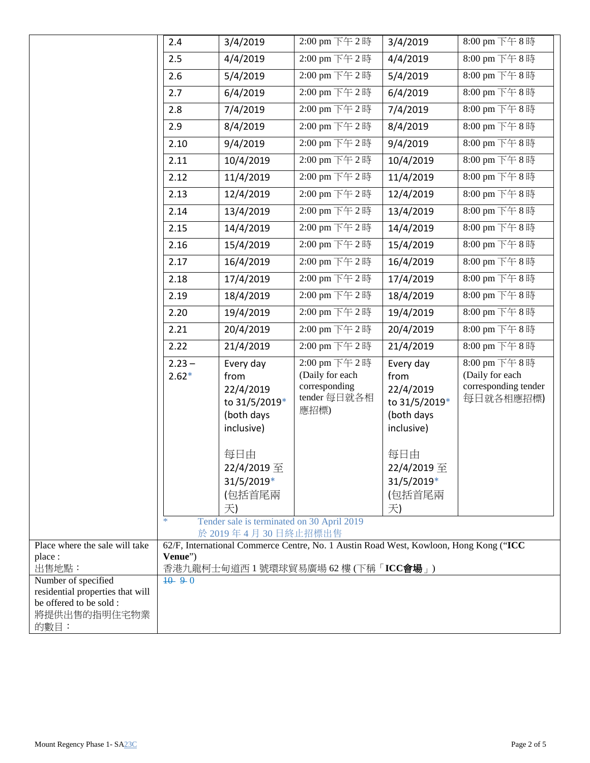| | | | | | |
|---|---|---|---|---|---|
| | 2.4 | 3/4/2019 | 2:00 pm 下午 2 時 | 3/4/2019 | 8:00 pm 下午 8 時 |
| | 2.5 | 4/4/2019 | 2:00 pm 下午 2 時 | 4/4/2019 | 8:00 pm 下午 8 時 |
| | 2.6 | 5/4/2019 | 2:00 pm 下午 2 時 | 5/4/2019 | 8:00 pm 下午 8 時 |
| | 2.7 | 6/4/2019 | 2:00 pm 下午 2 時 | 6/4/2019 | 8:00 pm 下午 8 時 |
| | 2.8 | 7/4/2019 | 2:00 pm 下午 2 時 | 7/4/2019 | 8:00 pm 下午 8 時 |
| | 2.9 | 8/4/2019 | 2:00 pm 下午 2 時 | 8/4/2019 | 8:00 pm 下午 8 時 |
| | 2.10 | 9/4/2019 | 2:00 pm 下午 2 時 | 9/4/2019 | 8:00 pm 下午 8 時 |
| | 2.11 | 10/4/2019 | 2:00 pm 下午 2 時 | 10/4/2019 | 8:00 pm 下午 8 時 |
| | 2.12 | 11/4/2019 | 2:00 pm 下午 2 時 | 11/4/2019 | 8:00 pm 下午 8 時 |
| | 2.13 | 12/4/2019 | 2:00 pm 下午 2 時 | 12/4/2019 | 8:00 pm 下午 8 時 |
| | 2.14 | 13/4/2019 | 2:00 pm 下午 2 時 | 13/4/2019 | 8:00 pm 下午 8 時 |
| | 2.15 | 14/4/2019 | 2:00 pm 下午 2 時 | 14/4/2019 | 8:00 pm 下午 8 時 |
| | 2.16 | 15/4/2019 | 2:00 pm 下午 2 時 | 15/4/2019 | 8:00 pm 下午 8 時 |
| | 2.17 | 16/4/2019 | 2:00 pm 下午 2 時 | 16/4/2019 | 8:00 pm 下午 8 時 |
| | 2.18 | 17/4/2019 | 2:00 pm 下午 2 時 | 17/4/2019 | 8:00 pm 下午 8 時 |
| | 2.19 | 18/4/2019 | 2:00 pm 下午 2 時 | 18/4/2019 | 8:00 pm 下午 8 時 |
| | 2.20 | 19/4/2019 | 2:00 pm 下午 2 時 | 19/4/2019 | 8:00 pm 下午 8 時 |
| | 2.21 | 20/4/2019 | 2:00 pm 下午 2 時 | 20/4/2019 | 8:00 pm 下午 8 時 |
| | 2.22 | 21/4/2019 | 2:00 pm 下午 2 時 | 21/4/2019 | 8:00 pm 下午 8 時 |
| | 2.23 – 2.62* | Every day from 22/4/2019 to 31/5/2019* (both days inclusive) 每日由 22/4/2019 至 31/5/2019* (包括首尾兩天) | 2:00 pm 下午 2 時 (Daily for each corresponding tender 每日就各相應招標) | Every day from 22/4/2019 to 31/5/2019* (both days inclusive) 每日由 22/4/2019 至 31/5/2019* (包括首尾兩天) | 8:00 pm 下午 8 時 (Daily for each corresponding tender 每日就各相應招標) |
| | * Tender sale is terminated on 30 April 2019 於 2019 年 4 月 30 日終止招標出售 | | | | |
| Place where the sale will take place : 出售地點： | 62/F, International Commerce Centre, No. 1 Austin Road West, Kowloon, Hong Kong ("**ICC Venue**") 香港九龍柯士甸道西 1 號環球貿易廣場 62 樓 (下稱「**ICC會場**」) | | | | |
| Number of specified residential properties that will be offered to be sold : 將提供出售的指明住宅物業的數目： | ~~10~~ ~~9~~ 0 | | | | |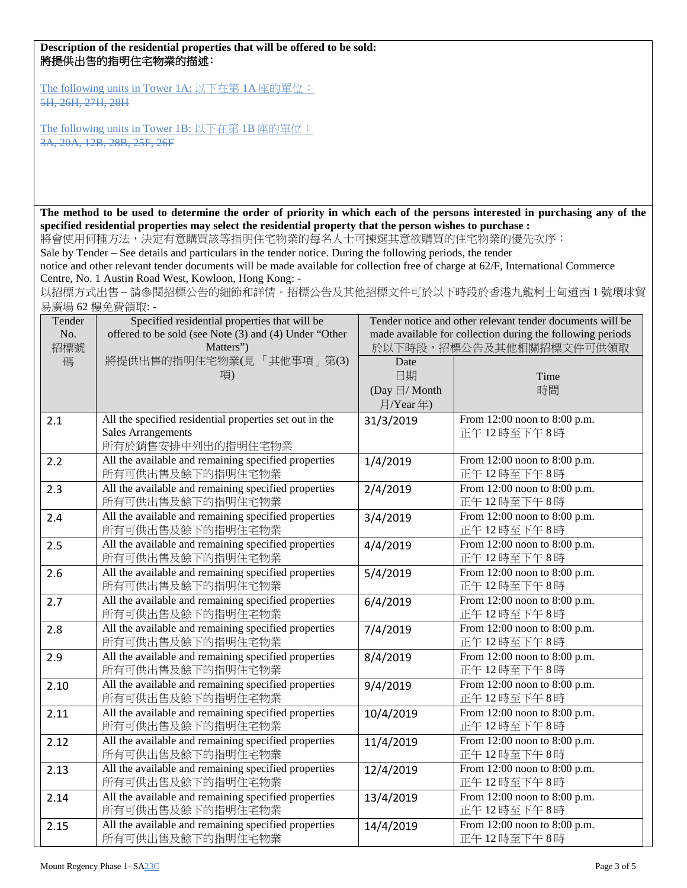**Description of the residential properties that will be offered to be sold:**
**將提供出售的指明住宅物業的描述:**

The following units in Tower 1A: 以下在第 1A 座的單位：
~~5H, 26H, 27H, 28H~~

The following units in Tower 1B: 以下在第 1B 座的單位：
~~3A, 20A, 12B, 28B, 25F, 26F~~

**The method to be used to determine the order of priority in which each of the persons interested in purchasing any of the specified residential properties may select the residential property that the person wishes to purchase :**
將會使用何種方法，決定有意購買該等指明住宅物業的每名人士可揀選其意欲購買的住宅物業的優先次序：

Sale by Tender – See details and particulars in the tender notice. During the following periods, the tender notice and other relevant tender documents will be made available for collection free of charge at 62/F, International Commerce Centre, No. 1 Austin Road West, Kowloon, Hong Kong: -

以招標方式出售 – 請參閱招標公告的細節和詳情。招標公告及其他招標文件可於以下時段於香港九龍柯士甸道西 1 號環球貿易廣場 62 樓免費領取: -

| Tender No. 招標號碼 | Specified residential properties that will be offered to be sold (see Note (3) and (4) Under "Other Matters") 將提供出售的指明住宅物業(見「其他事項」第(3)項) | Tender notice and other relevant tender documents will be made available for collection during the following periods 於以下時段，招標公告及其他相關招標文件可供領取 | |
|---|---|---|---|
| | | Date 日期 (Day 日/ Month 月/Year 年) | Time 時間 |
| 2.1 | All the specified residential properties set out in the Sales Arrangements 所有於銷售安排中列出的指明住宅物業 | 31/3/2019 | From 12:00 noon to 8:00 p.m. 正午 12 時至下午 8 時 |
| 2.2 | All the available and remaining specified properties 所有可供出售及餘下的指明住宅物業 | 1/4/2019 | From 12:00 noon to 8:00 p.m. 正午 12 時至下午 8 時 |
| 2.3 | All the available and remaining specified properties 所有可供出售及餘下的指明住宅物業 | 2/4/2019 | From 12:00 noon to 8:00 p.m. 正午 12 時至下午 8 時 |
| 2.4 | All the available and remaining specified properties 所有可供出售及餘下的指明住宅物業 | 3/4/2019 | From 12:00 noon to 8:00 p.m. 正午 12 時至下午 8 時 |
| 2.5 | All the available and remaining specified properties 所有可供出售及餘下的指明住宅物業 | 4/4/2019 | From 12:00 noon to 8:00 p.m. 正午 12 時至下午 8 時 |
| 2.6 | All the available and remaining specified properties 所有可供出售及餘下的指明住宅物業 | 5/4/2019 | From 12:00 noon to 8:00 p.m. 正午 12 時至下午 8 時 |
| 2.7 | All the available and remaining specified properties 所有可供出售及餘下的指明住宅物業 | 6/4/2019 | From 12:00 noon to 8:00 p.m. 正午 12 時至下午 8 時 |
| 2.8 | All the available and remaining specified properties 所有可供出售及餘下的指明住宅物業 | 7/4/2019 | From 12:00 noon to 8:00 p.m. 正午 12 時至下午 8 時 |
| 2.9 | All the available and remaining specified properties 所有可供出售及餘下的指明住宅物業 | 8/4/2019 | From 12:00 noon to 8:00 p.m. 正午 12 時至下午 8 時 |
| 2.10 | All the available and remaining specified properties 所有可供出售及餘下的指明住宅物業 | 9/4/2019 | From 12:00 noon to 8:00 p.m. 正午 12 時至下午 8 時 |
| 2.11 | All the available and remaining specified properties 所有可供出售及餘下的指明住宅物業 | 10/4/2019 | From 12:00 noon to 8:00 p.m. 正午 12 時至下午 8 時 |
| 2.12 | All the available and remaining specified properties 所有可供出售及餘下的指明住宅物業 | 11/4/2019 | From 12:00 noon to 8:00 p.m. 正午 12 時至下午 8 時 |
| 2.13 | All the available and remaining specified properties 所有可供出售及餘下的指明住宅物業 | 12/4/2019 | From 12:00 noon to 8:00 p.m. 正午 12 時至下午 8 時 |
| 2.14 | All the available and remaining specified properties 所有可供出售及餘下的指明住宅物業 | 13/4/2019 | From 12:00 noon to 8:00 p.m. 正午 12 時至下午 8 時 |
| 2.15 | All the available and remaining specified properties 所有可供出售及餘下的指明住宅物業 | 14/4/2019 | From 12:00 noon to 8:00 p.m. 正午 12 時至下午 8 時 |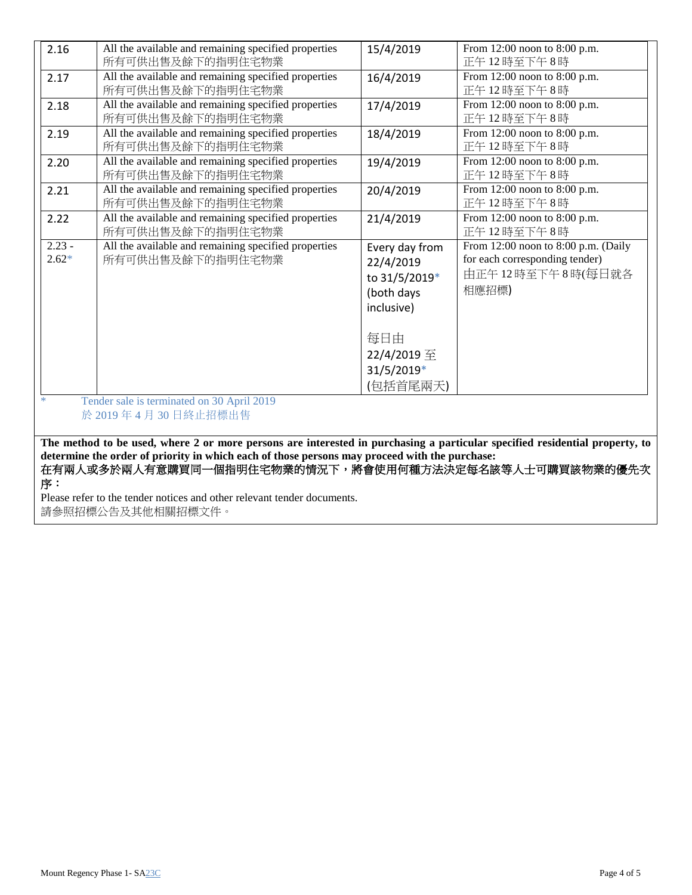| 2.16 | All the available and remaining specified properties 所有可供出售及餘下的指明住宅物業 | 15/4/2019 | From 12:00 noon to 8:00 p.m. 正午 12 時至下午 8 時 |
|---|---|---|---|
| 2.17 | All the available and remaining specified properties 所有可供出售及餘下的指明住宅物業 | 16/4/2019 | From 12:00 noon to 8:00 p.m. 正午 12 時至下午 8 時 |
| 2.18 | All the available and remaining specified properties 所有可供出售及餘下的指明住宅物業 | 17/4/2019 | From 12:00 noon to 8:00 p.m. 正午 12 時至下午 8 時 |
| 2.19 | All the available and remaining specified properties 所有可供出售及餘下的指明住宅物業 | 18/4/2019 | From 12:00 noon to 8:00 p.m. 正午 12 時至下午 8 時 |
| 2.20 | All the available and remaining specified properties 所有可供出售及餘下的指明住宅物業 | 19/4/2019 | From 12:00 noon to 8:00 p.m. 正午 12 時至下午 8 時 |
| 2.21 | All the available and remaining specified properties 所有可供出售及餘下的指明住宅物業 | 20/4/2019 | From 12:00 noon to 8:00 p.m. 正午 12 時至下午 8 時 |
| 2.22 | All the available and remaining specified properties 所有可供出售及餘下的指明住宅物業 | 21/4/2019 | From 12:00 noon to 8:00 p.m. 正午 12 時至下午 8 時 |
| 2.23 - 2.62* | All the available and remaining specified properties 所有可供出售及餘下的指明住宅物業 | Every day from 22/4/2019 to 31/5/2019* (both days inclusive) 每日由 22/4/2019 至 31/5/2019* (包括首尾兩天) | From 12:00 noon to 8:00 p.m. (Daily for each corresponding tender) 由正午 12 時至下午 8 時(每日就各相應招標) |

\* Tender sale is terminated on 30 April 2019
於 2019 年 4 月 30 日終止招標出售

**The method to be used, where 2 or more persons are interested in purchasing a particular specified residential property, to determine the order of priority in which each of those persons may proceed with the purchase:**
**在有兩人或多於兩人有意購買同一個指明住宅物業的情況下，將會使用何種方法決定每名該等人士可購買該物業的優先次序：**

Please refer to the tender notices and other relevant tender documents.
請參照招標公告及其他相關招標文件。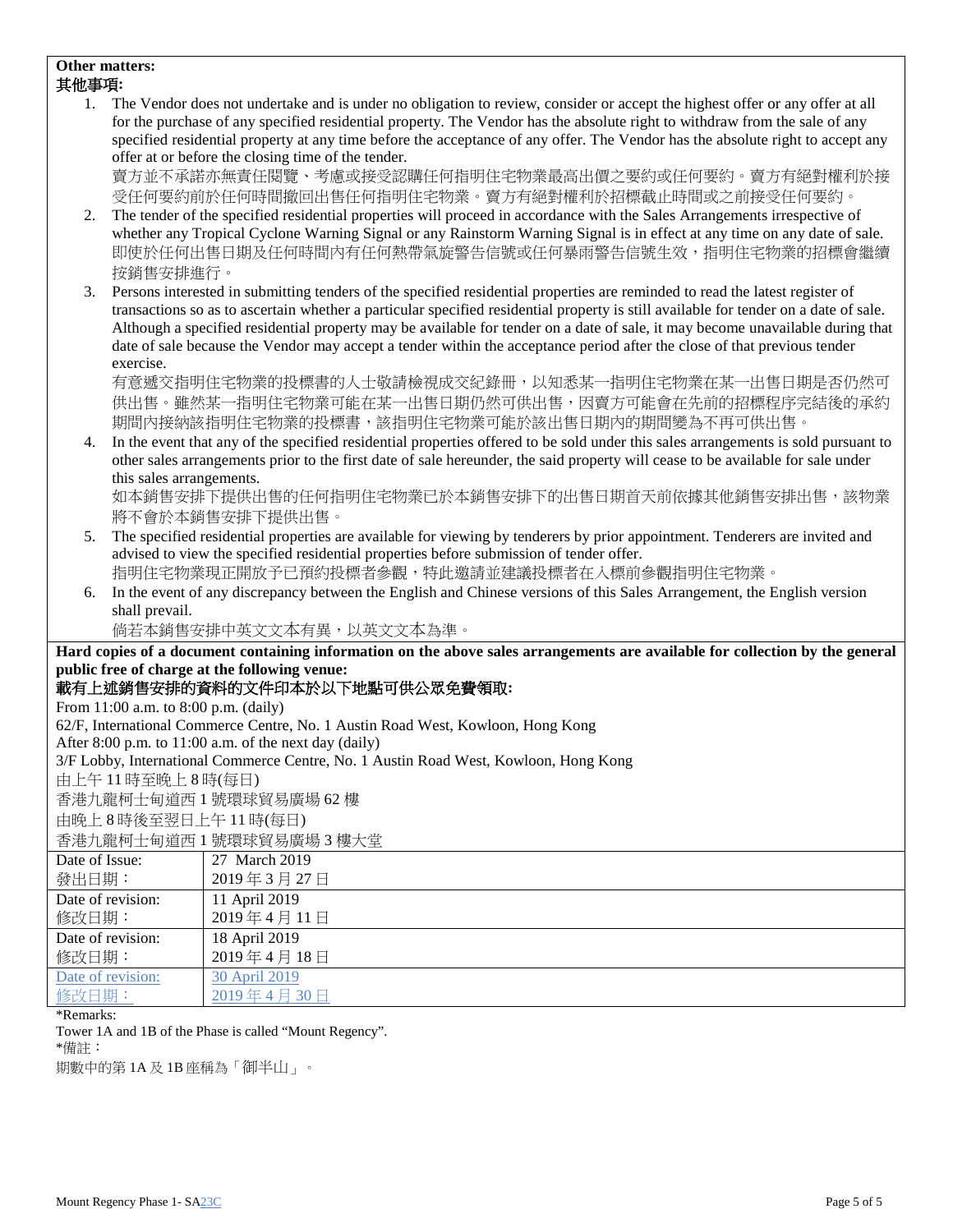**Other matters:**
**其他事項:**

1. The Vendor does not undertake and is under no obligation to review, consider or accept the highest offer or any offer at all for the purchase of any specified residential property. The Vendor has the absolute right to withdraw from the sale of any specified residential property at any time before the acceptance of any offer. The Vendor has the absolute right to accept any offer at or before the closing time of the tender.
   賣方並不承諾亦無責任閱覽、考慮或接受認購任何指明住宅物業最高出價之要約或任何要約。賣方有絕對權利於接受任何要約前於任何時間撤回出售任何指明住宅物業。賣方有絕對權利於招標截止時間或之前接受任何要約。
2. The tender of the specified residential properties will proceed in accordance with the Sales Arrangements irrespective of whether any Tropical Cyclone Warning Signal or any Rainstorm Warning Signal is in effect at any time on any date of sale.
   即使於任何出售日期及任何時間內有任何熱帶氣旋警告信號或任何暴雨警告信號生效，指明住宅物業的招標會繼續按銷售安排進行。
3. Persons interested in submitting tenders of the specified residential properties are reminded to read the latest register of transactions so as to ascertain whether a particular specified residential property is still available for tender on a date of sale. Although a specified residential property may be available for tender on a date of sale, it may become unavailable during that date of sale because the Vendor may accept a tender within the acceptance period after the close of that previous tender exercise.
   有意遞交指明住宅物業的投標書的人士敬請檢視成交紀錄冊，以知悉某一指明住宅物業在某一出售日期是否仍然可供出售。雖然某一指明住宅物業可能在某一出售日期仍然可供出售，因賣方可能會在先前的招標程序完結後的承約期間內接納該指明住宅物業的投標書，該指明住宅物業可能於該出售日期內的期間變為不再可供出售。
4. In the event that any of the specified residential properties offered to be sold under this sales arrangements is sold pursuant to other sales arrangements prior to the first date of sale hereunder, the said property will cease to be available for sale under this sales arrangements.
   如本銷售安排下提供出售的任何指明住宅物業已於本銷售安排下的出售日期首天前依據其他銷售安排出售，該物業將不會於本銷售安排下提供出售。
5. The specified residential properties are available for viewing by tenderers by prior appointment. Tenderers are invited and advised to view the specified residential properties before submission of tender offer.
   指明住宅物業現正開放予已預約投標者參觀，特此邀請並建議投標者在入標前參觀指明住宅物業。
6. In the event of any discrepancy between the English and Chinese versions of this Sales Arrangement, the English version shall prevail.
   倘若本銷售安排中英文文本有異，以英文文本為準。

**Hard copies of a document containing information on the above sales arrangements are available for collection by the general public free of charge at the following venue:**
**載有上述銷售安排的資料的文件印本於以下地點可供公眾免費領取:**

From 11:00 a.m. to 8:00 p.m. (daily)
62/F, International Commerce Centre, No. 1 Austin Road West, Kowloon, Hong Kong
After 8:00 p.m. to 11:00 a.m. of the next day (daily)
3/F Lobby, International Commerce Centre, No. 1 Austin Road West, Kowloon, Hong Kong
由上午 11 時至晚上 8 時(每日)
香港九龍柯士甸道西 1 號環球貿易廣場 62 樓
由晚上 8 時後至翌日上午 11 時(每日)
香港九龍柯士甸道西 1 號環球貿易廣場 3 樓大堂

| | |
|---|---|
| Date of Issue:<br>發出日期： | 27 March 2019<br>2019 年 3 月 27 日 |
| Date of revision:<br>修改日期： | 11 April 2019<br>2019 年 4 月 11 日 |
| Date of revision:<br>修改日期： | 18 April 2019<br>2019 年 4 月 18 日 |
| Date of revision:<br>修改日期： | 30 April 2019<br>2019 年 4 月 30 日 |

*Remarks:
Tower 1A and 1B of the Phase is called "Mount Regency".
*備註：
期數中的第 1A 及 1B 座稱為「御半山」。